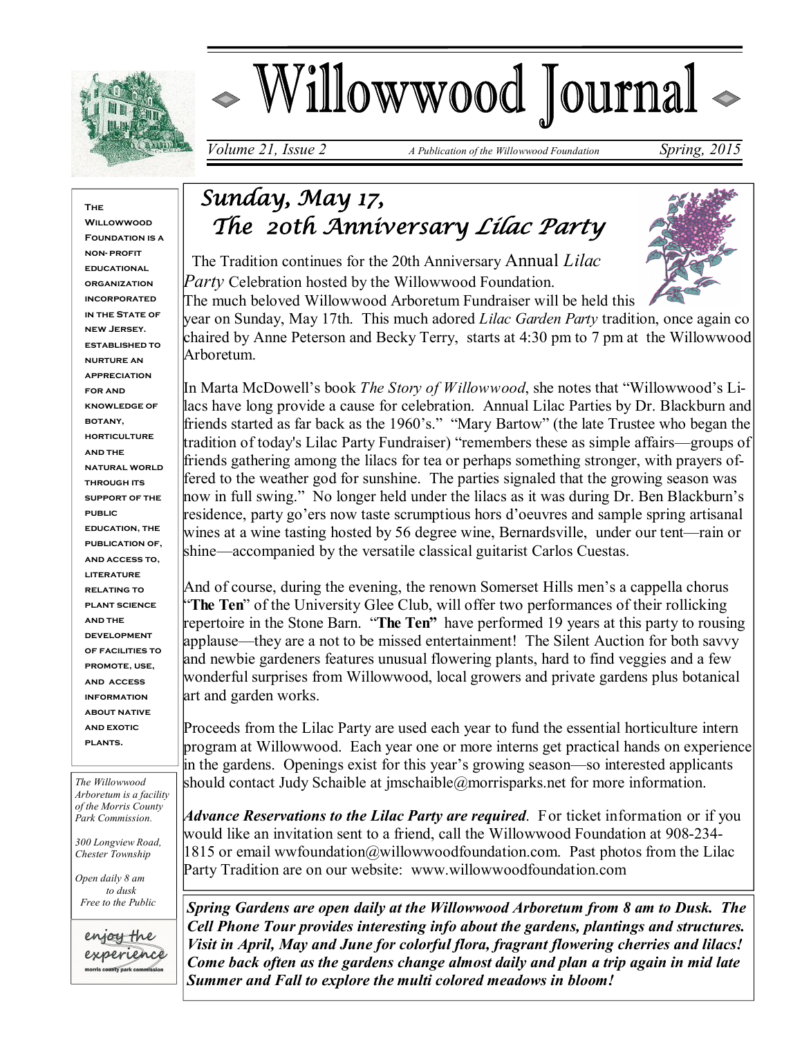# Willowwood Journal

*Volume 21, Issue 2* — *A Publication of the Willowwood Foundation* — *Spring, 2015*

**The Willowwood Foundation is a non-profit educational organization incorporated in the State of New Jersey. Established to nurture an appreciation for and knowledge of botany, horticulture and the natural world through its support of the public education, the publication of, and access to, literature relating to plant science and the development of facilities to promote, use, and access information about native and exotic plants.**

*The Willowwood Arboretum is a facility of the Morris County Park Commission.*

*300 Longview Road, Chester Township*

*Open daily 8 am to dusk*
*Free to the Public*

enjoy the experience
morris county park commission

## *Sunday, May 17, The 20th Anniversary Lilac Party*

The Tradition continues for the 20th Anniversary Annual *Lilac Party* Celebration hosted by the Willowwood Foundation. The much beloved Willowwood Arboretum Fundraiser will be held this year on Sunday, May 17th. This much adored *Lilac Garden Party* tradition, once again co chaired by Anne Peterson and Becky Terry, starts at 4:30 pm to 7 pm at the Willowwood Arboretum.

In Marta McDowell's book *The Story of Willowwood*, she notes that "Willowwood's Lilacs have long provide a cause for celebration. Annual Lilac Parties by Dr. Blackburn and friends started as far back as the 1960's." "Mary Bartow" (the late Trustee who began the tradition of today's Lilac Party Fundraiser) "remembers these as simple affairs—groups of friends gathering among the lilacs for tea or perhaps something stronger, with prayers offered to the weather god for sunshine. The parties signaled that the growing season was now in full swing." No longer held under the lilacs as it was during Dr. Ben Blackburn's residence, party go'ers now taste scrumptious hors d'oeuvres and sample spring artisanal wines at a wine tasting hosted by 56 degree wine, Bernardsville, under our tent—rain or shine—accompanied by the versatile classical guitarist Carlos Cuestas.

And of course, during the evening, the renown Somerset Hills men's a cappella chorus "**The Ten**" of the University Glee Club, will offer two performances of their rollicking repertoire in the Stone Barn. "**The Ten"** have performed 19 years at this party to rousing applause—they are a not to be missed entertainment! The Silent Auction for both savvy and newbie gardeners features unusual flowering plants, hard to find veggies and a few wonderful surprises from Willowwood, local growers and private gardens plus botanical art and garden works.

Proceeds from the Lilac Party are used each year to fund the essential horticulture intern program at Willowwood. Each year one or more interns get practical hands on experience in the gardens. Openings exist for this year's growing season—so interested applicants should contact Judy Schaible at jmschaible@morrisparks.net for more information.

***Advance Reservations to the Lilac Party are required***. For ticket information or if you would like an invitation sent to a friend, call the Willowwood Foundation at 908-234-1815 or email wwfoundation@willowwoodfoundation.com. Past photos from the Lilac Party Tradition are on our website: www.willowwoodfoundation.com

***Spring Gardens are open daily at the Willowwood Arboretum from 8 am to Dusk. The Cell Phone Tour provides interesting info about the gardens, plantings and structures. Visit in April, May and June for colorful flora, fragrant flowering cherries and lilacs! Come back often as the gardens change almost daily and plan a trip again in mid late Summer and Fall to explore the multi colored meadows in bloom!***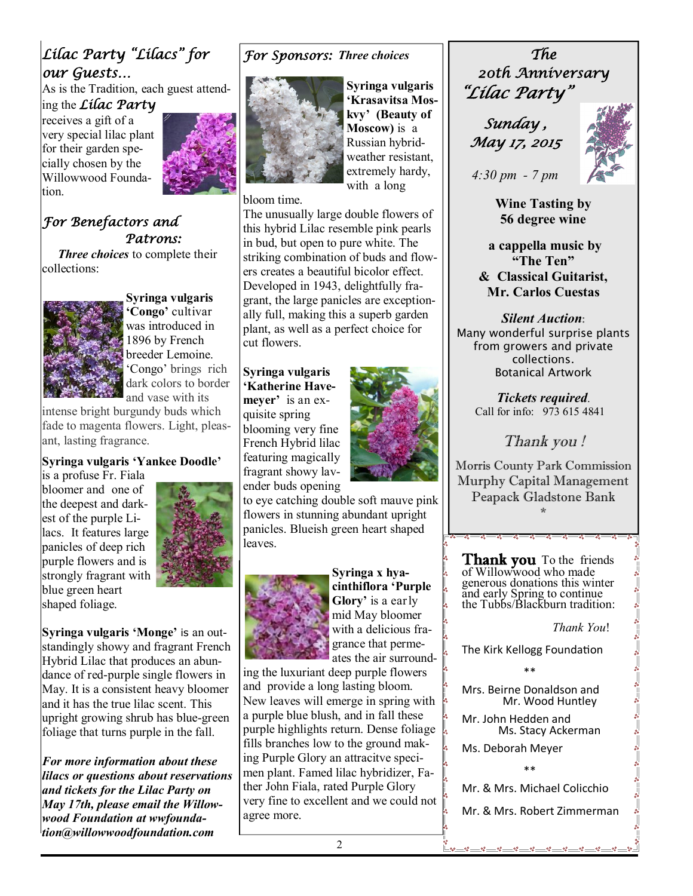## *Lilac Party "Lilacs" for our Guests…*

As is the Tradition, each guest attending the ***Lilac Party*** receives a gift of a very special lilac plant for their garden specially chosen by the Willowwood Foundation.

## *For Benefactors and Patrons:*

***Three choices*** to complete their collections:

**Syringa vulgaris 'Congo'** cultivar was introduced in 1896 by French breeder Lemoine. 'Congo' brings rich dark colors to border and vase with its intense bright burgundy buds which fade to magenta flowers. Light, pleasant, lasting fragrance.

**Syringa vulgaris 'Yankee Doodle'** is a profuse Fr. Fiala bloomer and one of the deepest and darkest of the purple Lilacs. It features large panicles of deep rich purple flowers and is strongly fragrant with blue green heart shaped foliage.

**Syringa vulgaris 'Monge'** is an outstandingly showy and fragrant French Hybrid Lilac that produces an abundance of red-purple single flowers in May. It is a consistent heavy bloomer and it has the true lilac scent. This upright growing shrub has blue-green foliage that turns purple in the fall.

***For more information about these lilacs or questions about reservations and tickets for the Lilac Party on May 17th, please email the Willowwood Foundation at wwfoundation@willowwoodfoundation.com***

## *For Sponsors:* ***Three choices***

**Syringa vulgaris 'Krasavitsa Moskvy' (Beauty of Moscow)** is a Russian hybrid-weather resistant, extremely hardy, with a long bloom time.

The unusually large double flowers of this hybrid Lilac resemble pink pearls in bud, but open to pure white. The striking combination of buds and flowers creates a beautiful bicolor effect. Developed in 1943, delightfully fragrant, the large panicles are exceptionally full, making this a superb garden plant, as well as a perfect choice for cut flowers.

**Syringa vulgaris 'Katherine Havemeyer'** is an exquisite spring blooming very fine French Hybrid lilac featuring magically fragrant showy lavender buds opening to eye catching double soft mauve pink flowers in stunning abundant upright panicles. Blueish green heart shaped leaves.

**Syringa x hyacinthiflora 'Purple Glory'** is a early mid May bloomer with a delicious fragrance that permeates the air surrounding the luxuriant deep purple flowers and provide a long lasting bloom. New leaves will emerge in spring with a purple blue blush, and in fall these purple highlights return. Dense foliage fills branches low to the ground making Purple Glory an attracitve specimen plant. Famed lilac hybridizer, Father John Fiala, rated Purple Glory very fine to excellent and we could not agree more.

## *The 20th Anniversary "Lilac Party"*

*Sunday, May 17, 2015*

*4:30 pm - 7 pm*

**Wine Tasting by 56 degree wine**

**a cappella music by "The Ten" & Classical Guitarist, Mr. Carlos Cuestas**

***Silent Auction***:
Many wonderful surprise plants from growers and private collections.
Botanical Artwork

***Tickets required***.
Call for info: 973 615 4841

*Thank you !*

Morris County Park Commission
Murphy Capital Management
Peapack Gladstone Bank
*

**Thank you** To the friends of Willowwood who made generous donations this winter and early Spring to continue the Tubbs/Blackburn tradition:

*Thank You*!

The Kirk Kellogg Foundation

**

Mrs. Beirne Donaldson and Mr. Wood Huntley

Mr. John Hedden and Ms. Stacy Ackerman

Ms. Deborah Meyer

**

Mr. & Mrs. Michael Colicchio

Mr. & Mrs. Robert Zimmerman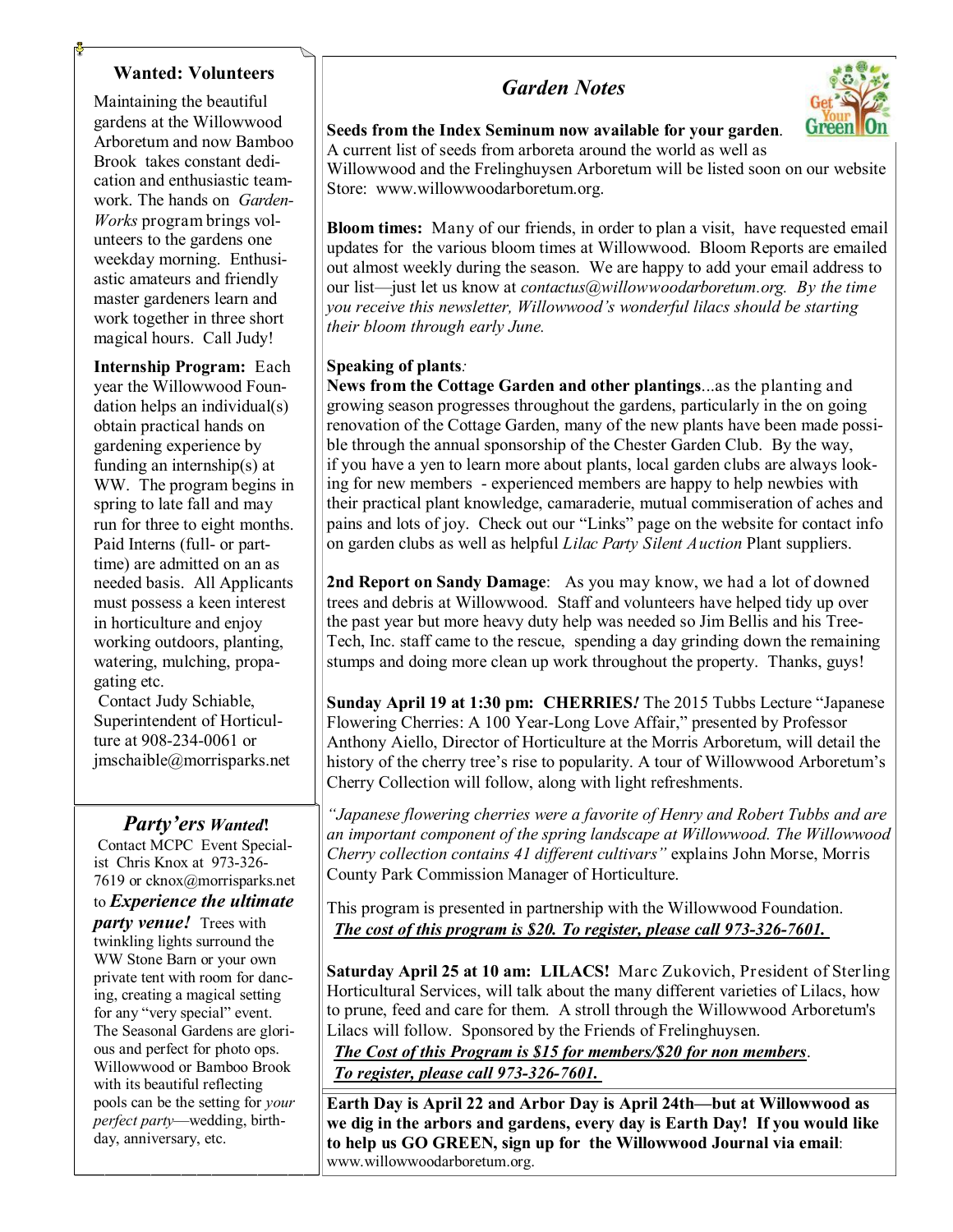## Wanted: Volunteers

Maintaining the beautiful gardens at the Willowwood Arboretum and now Bamboo Brook takes constant dedication and enthusiastic teamwork. The hands on *Garden-Works* program brings volunteers to the gardens one weekday morning. Enthusiastic amateurs and friendly master gardeners learn and work together in three short magical hours. Call Judy!

**Internship Program:** Each year the Willowwood Foundation helps an individual(s) obtain practical hands on gardening experience by funding an internship(s) at WW. The program begins in spring to late fall and may run for three to eight months. Paid Interns (full- or part-time) are admitted on an as needed basis. All Applicants must possess a keen interest in horticulture and enjoy working outdoors, planting, watering, mulching, propagating etc.

Contact Judy Schiable, Superintendent of Horticulture at 908-234-0061 or jmschaible@morrisparks.net

## *Party'ers Wanted!*

Contact MCPC Event Specialist Chris Knox at 973-326-7619 or cknox@morrisparks.net to ***Experience the ultimate party venue!*** Trees with twinkling lights surround the WW Stone Barn or your own private tent with room for dancing, creating a magical setting for any "very special" event. The Seasonal Gardens are glorious and perfect for photo ops. Willowwood or Bamboo Brook with its beautiful reflecting pools can be the setting for *your perfect party*—wedding, birthday, anniversary, etc.

## *Garden Notes*

Get Your Green On

**Seeds from the Index Seminum now available for your garden**. A current list of seeds from arboreta around the world as well as Willowwood and the Frelinghuysen Arboretum will be listed soon on our website Store: www.willowwoodarboretum.org.

**Bloom times:** Many of our friends, in order to plan a visit, have requested email updates for the various bloom times at Willowwood. Bloom Reports are emailed out almost weekly during the season. We are happy to add your email address to our list—just let us know at *contactus@willowwoodarboretum.org. By the time you receive this newsletter, Willowwood's wonderful lilacs should be starting their bloom through early June.*

**Speaking of plants***:*
**News from the Cottage Garden and other plantings**...as the planting and growing season progresses throughout the gardens, particularly in the on going renovation of the Cottage Garden, many of the new plants have been made possible through the annual sponsorship of the Chester Garden Club. By the way, if you have a yen to learn more about plants, local garden clubs are always looking for new members - experienced members are happy to help newbies with their practical plant knowledge, camaraderie, mutual commiseration of aches and pains and lots of joy. Check out our "Links" page on the website for contact info on garden clubs as well as helpful *Lilac Party Silent Auction* Plant suppliers.

**2nd Report on Sandy Damage**: As you may know, we had a lot of downed trees and debris at Willowwood. Staff and volunteers have helped tidy up over the past year but more heavy duty help was needed so Jim Bellis and his Tree-Tech, Inc. staff came to the rescue, spending a day grinding down the remaining stumps and doing more clean up work throughout the property. Thanks, guys!

**Sunday April 19 at 1:30 pm: CHERRIES*!*** The 2015 Tubbs Lecture "Japanese Flowering Cherries: A 100 Year-Long Love Affair," presented by Professor Anthony Aiello, Director of Horticulture at the Morris Arboretum, will detail the history of the cherry tree's rise to popularity. A tour of Willowwood Arboretum's Cherry Collection will follow, along with light refreshments.

*"Japanese flowering cherries were a favorite of Henry and Robert Tubbs and are an important component of the spring landscape at Willowwood. The Willowwood Cherry collection contains 41 different cultivars"* explains John Morse, Morris County Park Commission Manager of Horticulture.

This program is presented in partnership with the Willowwood Foundation.
***The cost of this program is $20. To register, please call 973-326-7601.***

**Saturday April 25 at 10 am: LILACS!** Marc Zukovich, President of Sterling Horticultural Services, will talk about the many different varieties of Lilacs, how to prune, feed and care for them. A stroll through the Willowwood Arboretum's Lilacs will follow. Sponsored by the Friends of Frelinghuysen.
***The Cost of this Program is $15 for members/$20 for non members***.
***To register, please call 973-326-7601.***

**Earth Day is April 22 and Arbor Day is April 24th—but at Willowwood as we dig in the arbors and gardens, every day is Earth Day! If you would like to help us GO GREEN, sign up for the Willowwood Journal via email**: www.willowwoodarboretum.org.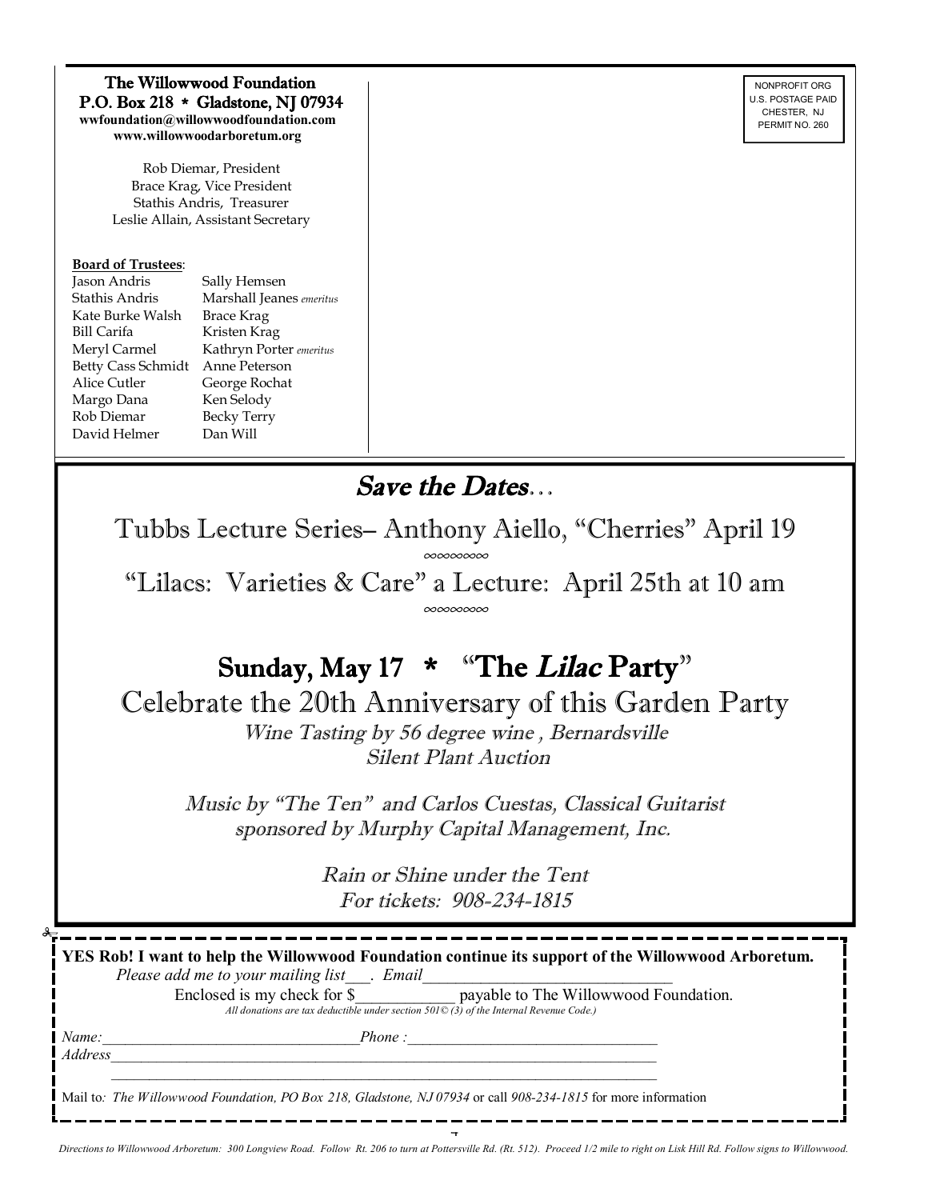**The Willowwood Foundation**
**P.O. Box 218 * Gladstone, NJ 07934**
**wwfoundation@willowwoodfoundation.com**
**www.willowwoodarboretum.org**

Rob Diemar, President
Brace Krag, Vice President
Stathis Andris, Treasurer
Leslie Allain, Assistant Secretary

**Board of Trustees**:

Jason Andris
Stathis Andris
Kate Burke Walsh
Bill Carifa
Meryl Carmel
Betty Cass Schmidt
Alice Cutler
Margo Dana
Rob Diemar
David Helmer
Sally Hemsen
Marshall Jeanes *emeritus*
Brace Krag
Kristen Krag
Kathryn Porter *emeritus*
Anne Peterson
George Rochat
Ken Selody
Becky Terry
Dan Will

NONPROFIT ORG
U.S. POSTAGE PAID
CHESTER, NJ
PERMIT NO. 260

## *Save the Dates…*

Tubbs Lecture Series– Anthony Aiello, "Cherries" April 19

∞∞∞∞∞

"Lilacs: Varieties & Care" a Lecture: April 25th at 10 am

∞∞∞∞∞

## Sunday, May 17 * "The *Lilac* Party"

Celebrate the 20th Anniversary of this Garden Party

*Wine Tasting by 56 degree wine , Bernardsville*
*Silent Plant Auction*

*Music by "The Ten" and Carlos Cuestas, Classical Guitarist*
*sponsored by Murphy Capital Management, Inc.*

*Rain or Shine under the Tent*
*For tickets: 908-234-1815*

---

**YES Rob! I want to help the Willowwood Foundation continue its support of the Willowwood Arboretum.**

*Please add me to your mailing list___. Email_______________________________*

Enclosed is my check for $____________ payable to The Willowwood Foundation.

*All donations are tax deductible under section 501© (3) of the Internal Revenue Code.)*

*Name:*_________________________________*Phone :*_________________________________

*Address*_____________________________________________________________________

_____________________________________________________________________

Mail to*: The Willowwood Foundation, PO Box 218, Gladstone, NJ 07934* or call *908-234-1815* for more information

*Directions to Willowwood Arboretum: 300 Longview Road. Follow Rt. 206 to turn at Pottersville Rd. (Rt. 512). Proceed 1/2 mile to right on Lisk Hill Rd. Follow signs to Willowwood.*